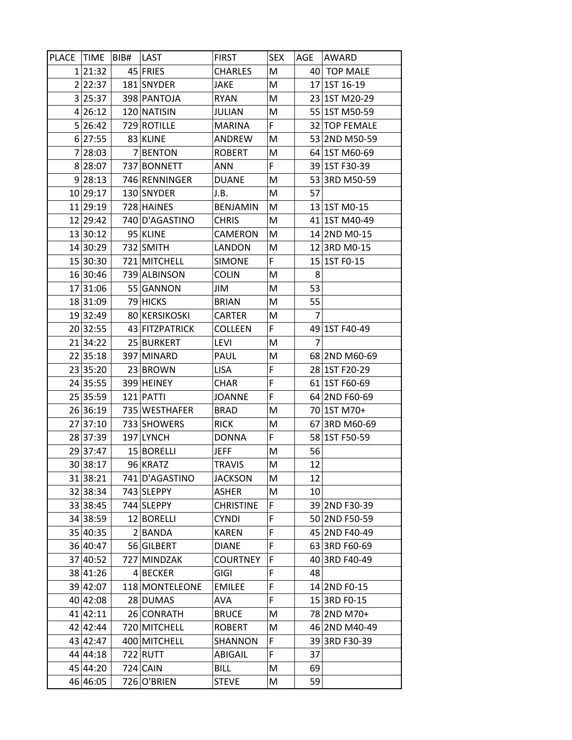| PLACE | TIME | BIB# | LAST | FIRST | SEX | AGE | AWARD |
|---|---|---|---|---|---|---|---|
| 1 | 21:32 | 45 | FRIES | CHARLES | M | 40 | TOP MALE |
| 2 | 22:37 | 181 | SNYDER | JAKE | M | 17 | 1ST 16-19 |
| 3 | 25:37 | 398 | PANTOJA | RYAN | M | 23 | 1ST M20-29 |
| 4 | 26:12 | 120 | NATISIN | JULIAN | M | 55 | 1ST M50-59 |
| 5 | 26:42 | 729 | ROTILLE | MARINA | F | 32 | TOP FEMALE |
| 6 | 27:55 | 83 | KLINE | ANDREW | M | 53 | 2ND M50-59 |
| 7 | 28:03 | 7 | BENTON | ROBERT | M | 64 | 1ST M60-69 |
| 8 | 28:07 | 737 | BONNETT | ANN | F | 39 | 1ST F30-39 |
| 9 | 28:13 | 746 | RENNINGER | DUANE | M | 53 | 3RD M50-59 |
| 10 | 29:17 | 130 | SNYDER | J.B. | M | 57 | |
| 11 | 29:19 | 728 | HAINES | BENJAMIN | M | 13 | 1ST M0-15 |
| 12 | 29:42 | 740 | D'AGASTINO | CHRIS | M | 41 | 1ST M40-49 |
| 13 | 30:12 | 95 | KLINE | CAMERON | M | 14 | 2ND M0-15 |
| 14 | 30:29 | 732 | SMITH | LANDON | M | 12 | 3RD M0-15 |
| 15 | 30:30 | 721 | MITCHELL | SIMONE | F | 15 | 1ST F0-15 |
| 16 | 30:46 | 739 | ALBINSON | COLIN | M | 8 | |
| 17 | 31:06 | 55 | GANNON | JIM | M | 53 | |
| 18 | 31:09 | 79 | HICKS | BRIAN | M | 55 | |
| 19 | 32:49 | 80 | KERSIKOSKI | CARTER | M | 7 | |
| 20 | 32:55 | 43 | FITZPATRICK | COLLEEN | F | 49 | 1ST F40-49 |
| 21 | 34:22 | 25 | BURKERT | LEVI | M | 7 | |
| 22 | 35:18 | 397 | MINARD | PAUL | M | 68 | 2ND M60-69 |
| 23 | 35:20 | 23 | BROWN | LISA | F | 28 | 1ST F20-29 |
| 24 | 35:55 | 399 | HEINEY | CHAR | F | 61 | 1ST F60-69 |
| 25 | 35:59 | 121 | PATTI | JOANNE | F | 64 | 2ND F60-69 |
| 26 | 36:19 | 735 | WESTHAFER | BRAD | M | 70 | 1ST M70+ |
| 27 | 37:10 | 733 | SHOWERS | RICK | M | 67 | 3RD M60-69 |
| 28 | 37:39 | 197 | LYNCH | DONNA | F | 58 | 1ST F50-59 |
| 29 | 37:47 | 15 | BORELLI | JEFF | M | 56 | |
| 30 | 38:17 | 96 | KRATZ | TRAVIS | M | 12 | |
| 31 | 38:21 | 741 | D'AGASTINO | JACKSON | M | 12 | |
| 32 | 38:34 | 743 | SLEPPY | ASHER | M | 10 | |
| 33 | 38:45 | 744 | SLEPPY | CHRISTINE | F | 39 | 2ND F30-39 |
| 34 | 38:59 | 12 | BORELLI | CYNDI | F | 50 | 2ND F50-59 |
| 35 | 40:35 | 2 | BANDA | KAREN | F | 45 | 2ND F40-49 |
| 36 | 40:47 | 56 | GILBERT | DIANE | F | 63 | 3RD F60-69 |
| 37 | 40:52 | 727 | MINDZAK | COURTNEY | F | 40 | 3RD F40-49 |
| 38 | 41:26 | 4 | BECKER | GIGI | F | 48 | |
| 39 | 42:07 | 118 | MONTELEONE | EMILEE | F | 14 | 2ND F0-15 |
| 40 | 42:08 | 28 | DUMAS | AVA | F | 15 | 3RD F0-15 |
| 41 | 42:11 | 26 | CONRATH | BRUCE | M | 78 | 2ND M70+ |
| 42 | 42:44 | 720 | MITCHELL | ROBERT | M | 46 | 2ND M40-49 |
| 43 | 42:47 | 400 | MITCHELL | SHANNON | F | 39 | 3RD F30-39 |
| 44 | 44:18 | 722 | RUTT | ABIGAIL | F | 37 | |
| 45 | 44:20 | 724 | CAIN | BILL | M | 69 | |
| 46 | 46:05 | 726 | O'BRIEN | STEVE | M | 59 | |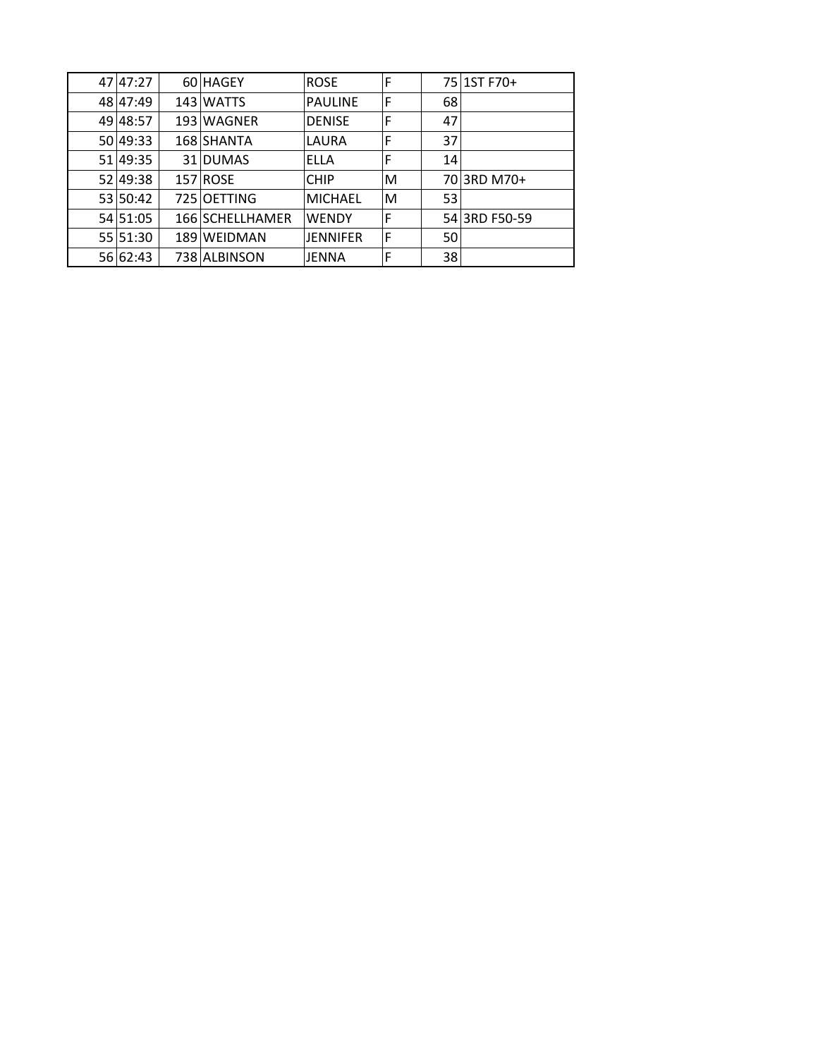| | | | | | | | |
|---|---|---|---|---|---|---|---|
| 47 | 47:27 | 60 | HAGEY | ROSE | F | 75 | 1ST F70+ |
| 48 | 47:49 | 143 | WATTS | PAULINE | F | 68 | |
| 49 | 48:57 | 193 | WAGNER | DENISE | F | 47 | |
| 50 | 49:33 | 168 | SHANTA | LAURA | F | 37 | |
| 51 | 49:35 | 31 | DUMAS | ELLA | F | 14 | |
| 52 | 49:38 | 157 | ROSE | CHIP | M | 70 | 3RD M70+ |
| 53 | 50:42 | 725 | OETTING | MICHAEL | M | 53 | |
| 54 | 51:05 | 166 | SCHELLHAMER | WENDY | F | 54 | 3RD F50-59 |
| 55 | 51:30 | 189 | WEIDMAN | JENNIFER | F | 50 | |
| 56 | 62:43 | 738 | ALBINSON | JENNA | F | 38 | |